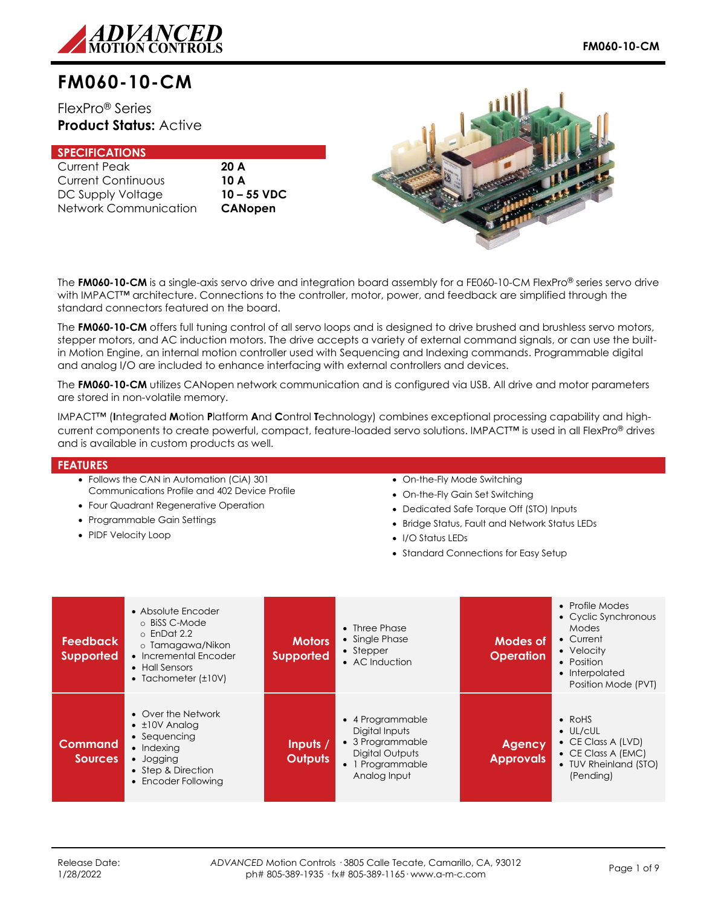# FM060-10-CM

FlexPro® Series

**Product Status:** Active

## SPECIFICATIONS

| | |
|---|---|
| Current Peak | **20 A** |
| Current Continuous | **10 A** |
| DC Supply Voltage | **10 – 55 VDC** |
| Network Communication | **CANopen** |

The **FM060-10-CM** is a single-axis servo drive and integration board assembly for a FE060-10-CM FlexPro® series servo drive with IMPACT™ architecture. Connections to the controller, motor, power, and feedback are simplified through the standard connectors featured on the board.

The **FM060-10-CM** offers full tuning control of all servo loops and is designed to drive brushed and brushless servo motors, stepper motors, and AC induction motors. The drive accepts a variety of external command signals, or can use the built-in Motion Engine, an internal motion controller used with Sequencing and Indexing commands. Programmable digital and analog I/O are included to enhance interfacing with external controllers and devices.

The **FM060-10-CM** utilizes CANopen network communication and is configured via USB. All drive and motor parameters are stored in non-volatile memory.

IMPACT™ (**I**ntegrated **M**otion **P**latform **A**nd **C**ontrol **T**echnology) combines exceptional processing capability and high-current components to create powerful, compact, feature-loaded servo solutions. IMPACT™ is used in all FlexPro® drives and is available in custom products as well.

## FEATURES

- Follows the CAN in Automation (CiA) 301 Communications Profile and 402 Device Profile
- Four Quadrant Regenerative Operation
- Programmable Gain Settings
- PIDF Velocity Loop
- On-the-Fly Mode Switching
- On-the-Fly Gain Set Switching
- Dedicated Safe Torque Off (STO) Inputs
- Bridge Status, Fault and Network Status LEDs
- I/O Status LEDs
- Standard Connections for Easy Setup

| | | | | | |
|---|---|---|---|---|---|
| **Feedback Supported** | • Absolute Encoder<br>  ○ BiSS C-Mode<br>  ○ EnDat 2.2<br>  ○ Tamagawa/Nikon<br>• Incremental Encoder<br>• Hall Sensors<br>• Tachometer (±10V) | **Motors Supported** | • Three Phase<br>• Single Phase<br>• Stepper<br>• AC Induction | **Modes of Operation** | • Profile Modes<br>• Cyclic Synchronous Modes<br>• Current<br>• Velocity<br>• Position<br>• Interpolated Position Mode (PVT) |
| **Command Sources** | • Over the Network<br>• ±10V Analog<br>• Sequencing<br>• Indexing<br>• Jogging<br>• Step & Direction<br>• Encoder Following | **Inputs / Outputs** | • 4 Programmable Digital Inputs<br>• 3 Programmable Digital Outputs<br>• 1 Programmable Analog Input | **Agency Approvals** | • RoHS<br>• UL/cUL<br>• CE Class A (LVD)<br>• CE Class A (EMC)<br>• TUV Rheinland (STO) (Pending) |

Release Date: 1/28/2022

*ADVANCED* Motion Controls · 3805 Calle Tecate, Camarillo, CA, 93012
ph# 805-389-1935 · fx# 805-389-1165 · www.a-m-c.com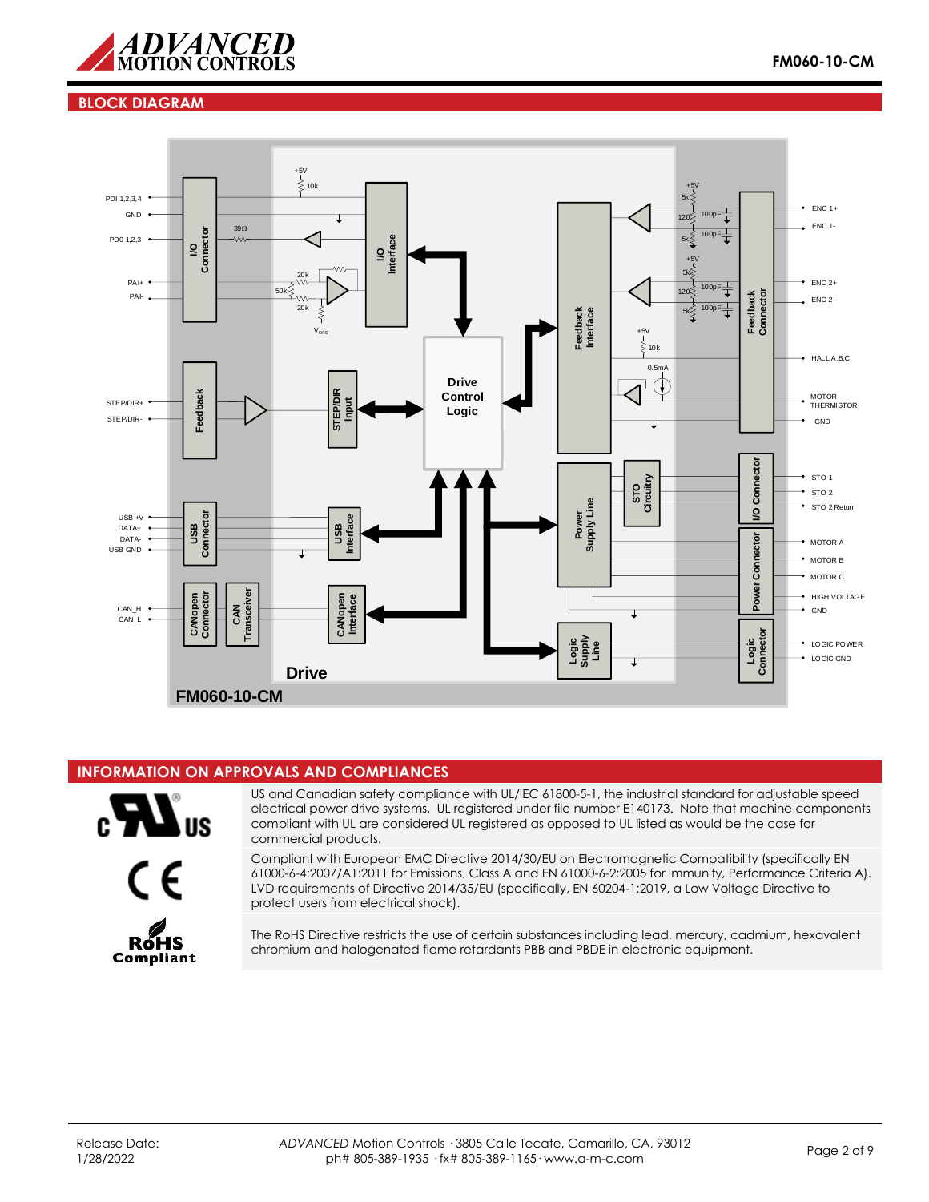## BLOCK DIAGRAM

PDI 1,2,3,4
GND
PDO 1,2,3
PAI+
PAI-
STEP/DIR+
STEP/DIR-
USB +V
DATA+
DATA-
USB GND
CAN_H
CAN_L

I/O Connector
Feedback
USB Connector
CANopen Connector
CAN Transceiver
I/O Interface
STEP/DIR Input
USB Interface
CANopen Interface
Drive Control Logic
Feedback Interface
Power Supply Line
STO Circuitry
Logic Supply Line
Feedback Connector
I/O Connector
Power Connector
Logic Connector

+5V
10k
39Ω
20k
50k
20k
$V_{OFS}$
+5V
5k
120
100pF
5k
100pF
+5V
5k
120
100pF
5k
100pF
+5V
10k
0.5mA

ENC 1+
ENC 1-
ENC 2+
ENC 2-
HALL A,B,C
MOTOR THERMISTOR
GND
STO 1
STO 2
STO 2 Return
MOTOR A
MOTOR B
MOTOR C
HIGH VOLTAGE
GND
LOGIC POWER
LOGIC GND

Drive

FM060-10-CM

## INFORMATION ON APPROVALS AND COMPLIANCES

US and Canadian safety compliance with UL/IEC 61800-5-1, the industrial standard for adjustable speed electrical power drive systems. UL registered under file number E140173. Note that machine components compliant with UL are considered UL registered as opposed to UL listed as would be the case for commercial products.

Compliant with European EMC Directive 2014/30/EU on Electromagnetic Compatibility (specifically EN 61000-6-4:2007/A1:2011 for Emissions, Class A and EN 61000-6-2:2005 for Immunity, Performance Criteria A). LVD requirements of Directive 2014/35/EU (specifically, EN 60204-1:2019, a Low Voltage Directive to protect users from electrical shock).

The RoHS Directive restricts the use of certain substances including lead, mercury, cadmium, hexavalent chromium and halogenated flame retardants PBB and PBDE in electronic equipment.

Release Date:
1/28/2022

*ADVANCED* Motion Controls · 3805 Calle Tecate, Camarillo, CA, 93012
ph# 805-389-1935 · fx# 805-389-1165 · www.a-m-c.com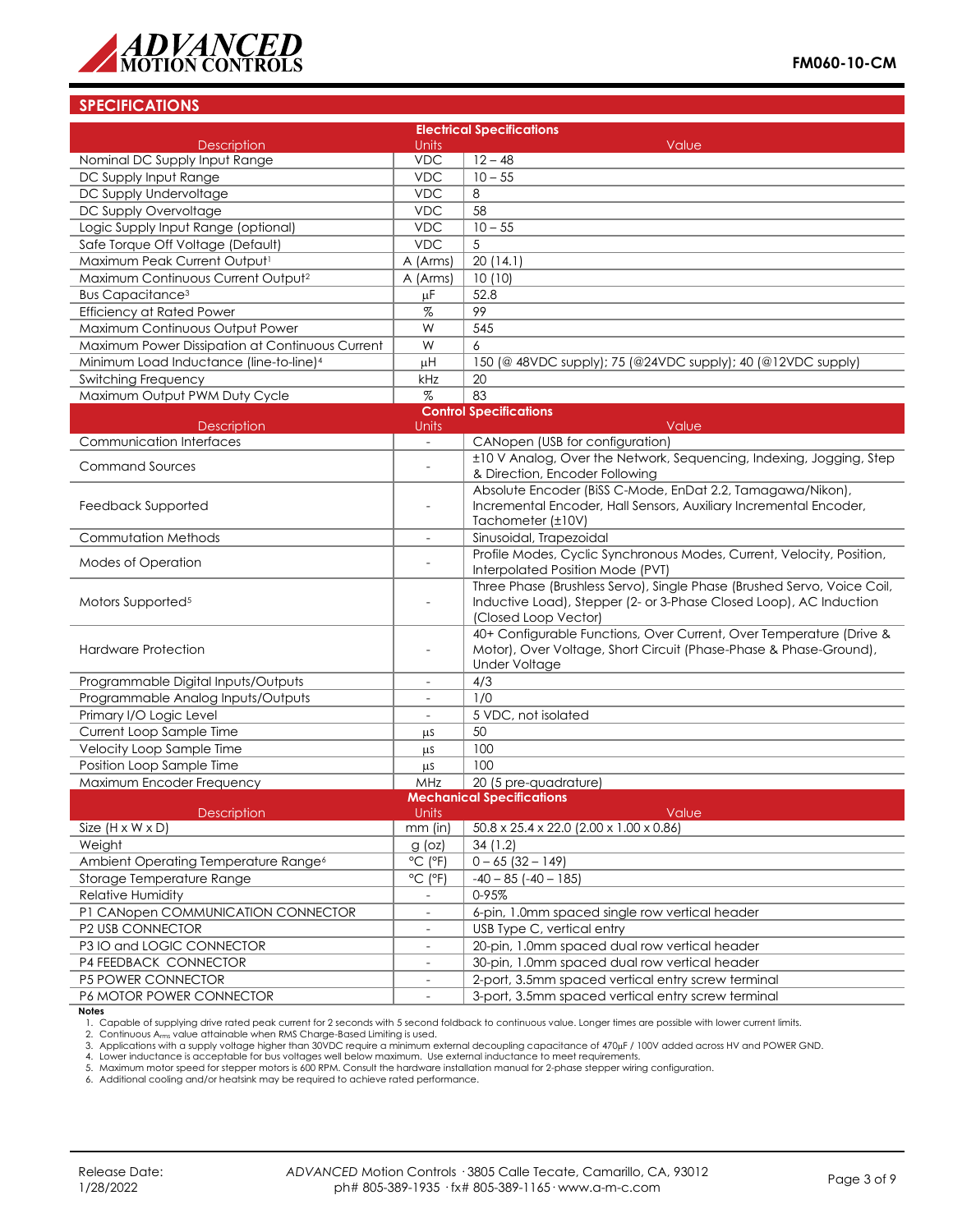## SPECIFICATIONS

| Electrical Specifications | | |
|---|---|---|
| Description | Units | Value |
| Nominal DC Supply Input Range | VDC | 12 – 48 |
| DC Supply Input Range | VDC | 10 – 55 |
| DC Supply Undervoltage | VDC | 8 |
| DC Supply Overvoltage | VDC | 58 |
| Logic Supply Input Range (optional) | VDC | 10 – 55 |
| Safe Torque Off Voltage (Default) | VDC | 5 |
| Maximum Peak Current Output[1] | A (Arms) | 20 (14.1) |
| Maximum Continuous Current Output[2] | A (Arms) | 10 (10) |
| Bus Capacitance[3] | μF | 52.8 |
| Efficiency at Rated Power | % | 99 |
| Maximum Continuous Output Power | W | 545 |
| Maximum Power Dissipation at Continuous Current | W | 6 |
| Minimum Load Inductance (line-to-line)[4] | μH | 150 (@ 48VDC supply); 75 (@24VDC supply); 40 (@12VDC supply) |
| Switching Frequency | kHz | 20 |
| Maximum Output PWM Duty Cycle | % | 83 |

| Control Specifications | | |
|---|---|---|
| Description | Units | Value |
| Communication Interfaces | - | CANopen (USB for configuration) |
| Command Sources | - | ±10 V Analog, Over the Network, Sequencing, Indexing, Jogging, Step & Direction, Encoder Following |
| Feedback Supported | - | Absolute Encoder (BiSS C-Mode, EnDat 2.2, Tamagawa/Nikon), Incremental Encoder, Hall Sensors, Auxiliary Incremental Encoder, Tachometer (±10V) |
| Commutation Methods | - | Sinusoidal, Trapezoidal |
| Modes of Operation | - | Profile Modes, Cyclic Synchronous Modes, Current, Velocity, Position, Interpolated Position Mode (PVT) |
| Motors Supported[5] | - | Three Phase (Brushless Servo), Single Phase (Brushed Servo, Voice Coil, Inductive Load), Stepper (2- or 3-Phase Closed Loop), AC Induction (Closed Loop Vector) |
| Hardware Protection | - | 40+ Configurable Functions, Over Current, Over Temperature (Drive & Motor), Over Voltage, Short Circuit (Phase-Phase & Phase-Ground), Under Voltage |
| Programmable Digital Inputs/Outputs | - | 4/3 |
| Programmable Analog Inputs/Outputs | - | 1/0 |
| Primary I/O Logic Level | - | 5 VDC, not isolated |
| Current Loop Sample Time | μs | 50 |
| Velocity Loop Sample Time | μs | 100 |
| Position Loop Sample Time | μs | 100 |
| Maximum Encoder Frequency | MHz | 20 (5 pre-quadrature) |

| Mechanical Specifications | | |
|---|---|---|
| Description | Units | Value |
| Size (H x W x D) | mm (in) | 50.8 x 25.4 x 22.0 (2.00 x 1.00 x 0.86) |
| Weight | g (oz) | 34 (1.2) |
| Ambient Operating Temperature Range[6] | °C (°F) | 0 – 65 (32 – 149) |
| Storage Temperature Range | °C (°F) | -40 – 85 (-40 – 185) |
| Relative Humidity | - | 0-95% |
| P1 CANopen COMMUNICATION CONNECTOR | - | 6-pin, 1.0mm spaced single row vertical header |
| P2 USB CONNECTOR | - | USB Type C, vertical entry |
| P3 IO and LOGIC CONNECTOR | - | 20-pin, 1.0mm spaced dual row vertical header |
| P4 FEEDBACK CONNECTOR | - | 30-pin, 1.0mm spaced dual row vertical header |
| P5 POWER CONNECTOR | - | 2-port, 3.5mm spaced vertical entry screw terminal |
| P6 MOTOR POWER CONNECTOR | - | 3-port, 3.5mm spaced vertical entry screw terminal |

**Notes**

1. Capable of supplying drive rated peak current for 2 seconds with 5 second foldback to continuous value. Longer times are possible with lower current limits.
2. Continuous $A_{rms}$ value attainable when RMS Charge-Based Limiting is used.
3. Applications with a supply voltage higher than 30VDC require a minimum external decoupling capacitance of 470μF / 100V added across HV and POWER GND.
4. Lower inductance is acceptable for bus voltages well below maximum. Use external inductance to meet requirements.
5. Maximum motor speed for stepper motors is 600 RPM. Consult the hardware installation manual for 2-phase stepper wiring configuration.
6. Additional cooling and/or heatsink may be required to achieve rated performance.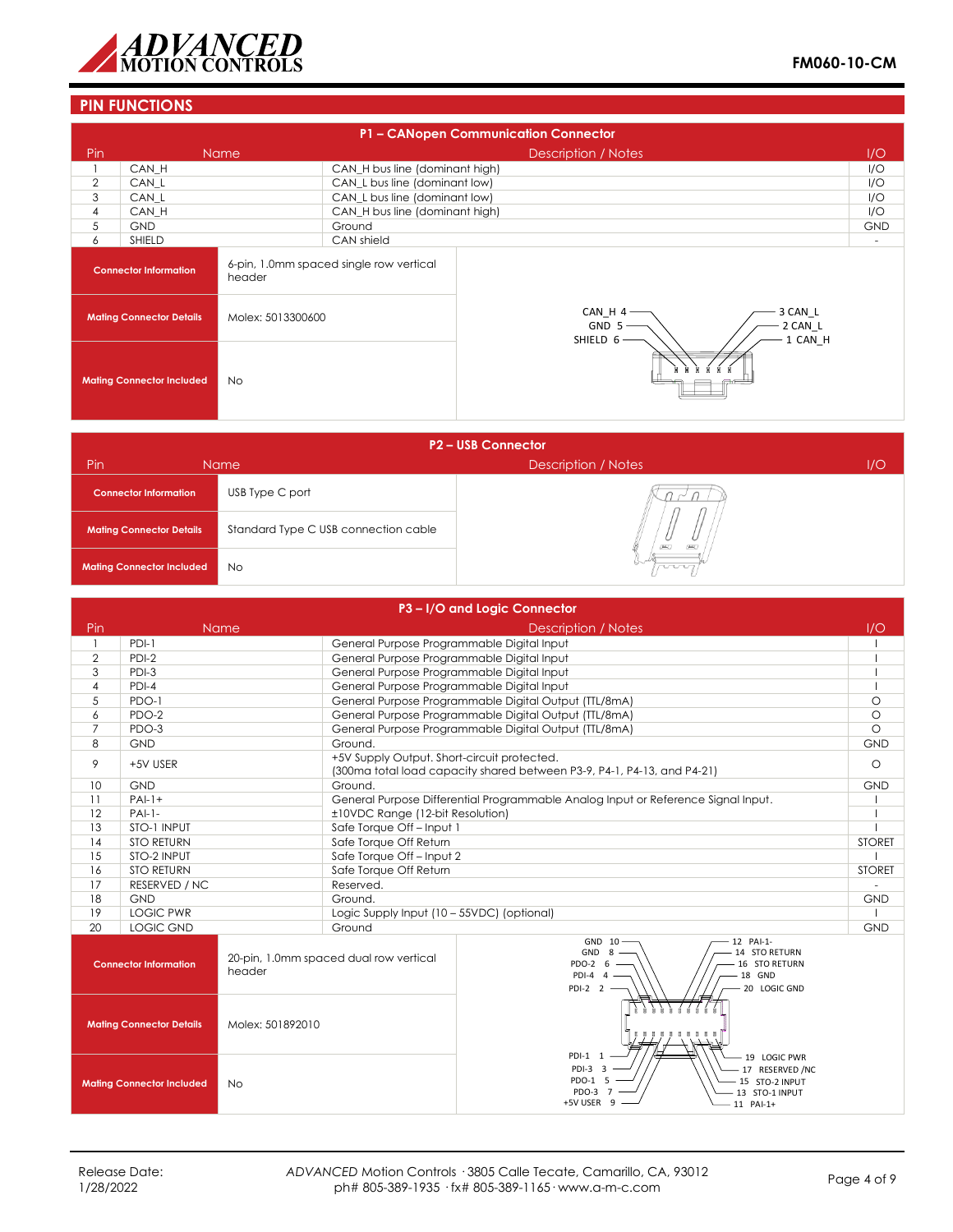## PIN FUNCTIONS

### P1 – CANopen Communication Connector

| Pin | Name | Description / Notes | I/O |
|---|---|---|---|
| 1 | CAN_H | CAN_H bus line (dominant high) | I/O |
| 2 | CAN_L | CAN_L bus line (dominant low) | I/O |
| 3 | CAN_L | CAN_L bus line (dominant low) | I/O |
| 4 | CAN_H | CAN_H bus line (dominant high) | I/O |
| 5 | GND | Ground | GND |
| 6 | SHIELD | CAN shield | - |

| | |
|---|---|
| **Connector Information** | 6-pin, 1.0mm spaced single row vertical header |
| **Mating Connector Details** | Molex: 5013300600 |
| **Mating Connector Included** | No |

CAN_H 4, GND 5, SHIELD 6, 3 CAN_L, 2 CAN_L, 1 CAN_H

### P2 – USB Connector

| Pin | Name | Description / Notes | I/O |
|---|---|---|---|

| | |
|---|---|
| **Connector Information** | USB Type C port |
| **Mating Connector Details** | Standard Type C USB connection cable |
| **Mating Connector Included** | No |

### P3 – I/O and Logic Connector

| Pin | Name | Description / Notes | I/O |
|---|---|---|---|
| 1 | PDI-1 | General Purpose Programmable Digital Input | I |
| 2 | PDI-2 | General Purpose Programmable Digital Input | I |
| 3 | PDI-3 | General Purpose Programmable Digital Input | I |
| 4 | PDI-4 | General Purpose Programmable Digital Input | I |
| 5 | PDO-1 | General Purpose Programmable Digital Output (TTL/8mA) | O |
| 6 | PDO-2 | General Purpose Programmable Digital Output (TTL/8mA) | O |
| 7 | PDO-3 | General Purpose Programmable Digital Output (TTL/8mA) | O |
| 8 | GND | Ground. | GND |
| 9 | +5V USER | +5V Supply Output. Short-circuit protected. (300ma total load capacity shared between P3-9, P4-1, P4-13, and P4-21) | O |
| 10 | GND | Ground. | GND |
| 11 | PAI-1+ | General Purpose Differential Programmable Analog Input or Reference Signal Input. | I |
| 12 | PAI-1- | ±10VDC Range (12-bit Resolution) | I |
| 13 | STO-1 INPUT | Safe Torque Off – Input 1 | I |
| 14 | STO RETURN | Safe Torque Off Return | STORET |
| 15 | STO-2 INPUT | Safe Torque Off – Input 2 | I |
| 16 | STO RETURN | Safe Torque Off Return | STORET |
| 17 | RESERVED / NC | Reserved. | - |
| 18 | GND | Ground. | GND |
| 19 | LOGIC PWR | Logic Supply Input (10 – 55VDC) (optional) | I |
| 20 | LOGIC GND | Ground | GND |

| | |
|---|---|
| **Connector Information** | 20-pin, 1.0mm spaced dual row vertical header |
| **Mating Connector Details** | Molex: 501892010 |
| **Mating Connector Included** | No |

GND 10, GND 8, PDO-2 6, PDI-4 4, PDI-2 2, 12 PAI-1-, 14 STO RETURN, 16 STO RETURN, 18 GND, 20 LOGIC GND, PDI-1 1, PDI-3 3, PDO-1 5, PDO-3 7, +5V USER 9, 19 LOGIC PWR, 17 RESERVED /NC, 15 STO-2 INPUT, 13 STO-1 INPUT, 11 PAI-1+

Release Date: 1/28/2022

*ADVANCED* Motion Controls · 3805 Calle Tecate, Camarillo, CA, 93012
ph# 805-389-1935 · fx# 805-389-1165 · www.a-m-c.com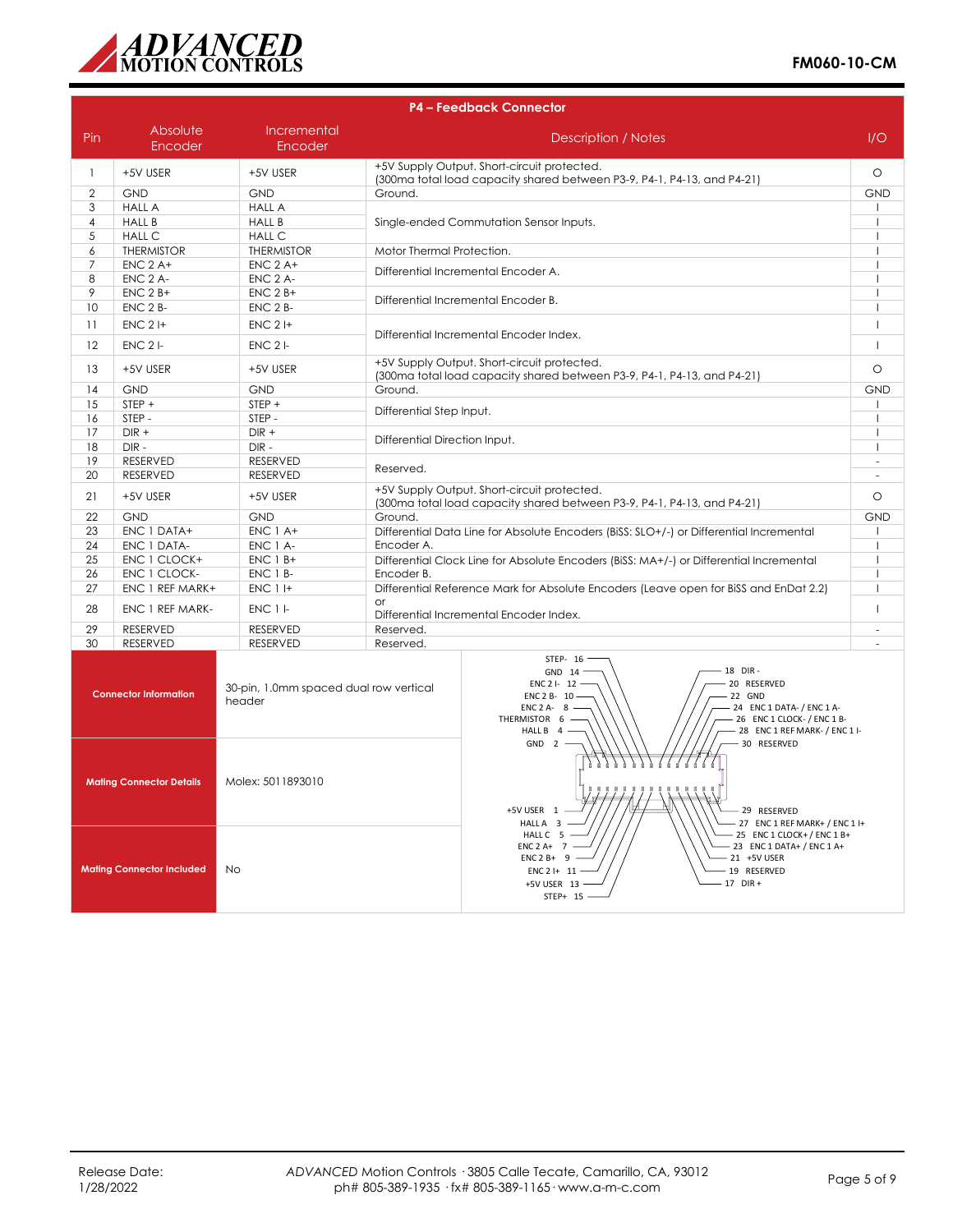## P4 – Feedback Connector

| Pin | Absolute Encoder | Incremental Encoder | Description / Notes | I/O |
|---|---|---|---|---|
| 1 | +5V USER | +5V USER | +5V Supply Output. Short-circuit protected. (300ma total load capacity shared between P3-9, P4-1, P4-13, and P4-21) | O |
| 2 | GND | GND | Ground. | GND |
| 3 | HALL A | HALL A | Single-ended Commutation Sensor Inputs. | I |
| 4 | HALL B | HALL B | | I |
| 5 | HALL C | HALL C | | I |
| 6 | THERMISTOR | THERMISTOR | Motor Thermal Protection. | I |
| 7 | ENC 2 A+ | ENC 2 A+ | Differential Incremental Encoder A. | I |
| 8 | ENC 2 A- | ENC 2 A- | | I |
| 9 | ENC 2 B+ | ENC 2 B+ | Differential Incremental Encoder B. | I |
| 10 | ENC 2 B- | ENC 2 B- | | I |
| 11 | ENC 2 I+ | ENC 2 I+ | Differential Incremental Encoder Index. | I |
| 12 | ENC 2 I- | ENC 2 I- | | I |
| 13 | +5V USER | +5V USER | +5V Supply Output. Short-circuit protected. (300ma total load capacity shared between P3-9, P4-1, P4-13, and P4-21) | O |
| 14 | GND | GND | Ground. | GND |
| 15 | STEP + | STEP + | Differential Step Input. | I |
| 16 | STEP - | STEP - | | I |
| 17 | DIR + | DIR + | Differential Direction Input. | I |
| 18 | DIR - | DIR - | | I |
| 19 | RESERVED | RESERVED | Reserved. | - |
| 20 | RESERVED | RESERVED | | - |
| 21 | +5V USER | +5V USER | +5V Supply Output. Short-circuit protected. (300ma total load capacity shared between P3-9, P4-1, P4-13, and P4-21) | O |
| 22 | GND | GND | Ground. | GND |
| 23 | ENC 1 DATA+ | ENC 1 A+ | Differential Data Line for Absolute Encoders (BiSS: SLO+/-) or Differential Incremental Encoder A. | I |
| 24 | ENC 1 DATA- | ENC 1 A- | | I |
| 25 | ENC 1 CLOCK+ | ENC 1 B+ | Differential Clock Line for Absolute Encoders (BiSS: MA+/-) or Differential Incremental Encoder B. | I |
| 26 | ENC 1 CLOCK- | ENC 1 B- | | I |
| 27 | ENC 1 REF MARK+ | ENC 1 I+ | Differential Reference Mark for Absolute Encoders (Leave open for BiSS and EnDat 2.2) or Differential Incremental Encoder Index. | I |
| 28 | ENC 1 REF MARK- | ENC 1 I- | | I |
| 29 | RESERVED | RESERVED | Reserved. | - |
| 30 | RESERVED | RESERVED | Reserved. | - |

| | |
|---|---|
| **Connector Information** | 30-pin, 1.0mm spaced dual row vertical header |
| **Mating Connector Details** | Molex: 5011893010 |
| **Mating Connector Included** | No |

Connector pinout diagram:

- STEP- 16
- GND 14
- ENC 2 I- 12
- ENC 2 B- 10
- ENC 2 A- 8
- THERMISTOR 6
- HALL B 4
- GND 2
- +5V USER 1
- HALL A 3
- HALL C 5
- ENC 2 A+ 7
- ENC 2 B+ 9
- ENC 2 I+ 11
- +5V USER 13
- STEP+ 15
- 18 DIR -
- 20 RESERVED
- 22 GND
- 24 ENC 1 DATA- / ENC 1 A-
- 26 ENC 1 CLOCK- / ENC 1 B-
- 28 ENC 1 REF MARK- / ENC 1 I-
- 30 RESERVED
- 29 RESERVED
- 27 ENC 1 REF MARK+ / ENC 1 I+
- 25 ENC 1 CLOCK+ / ENC 1 B+
- 23 ENC 1 DATA+ / ENC 1 A+
- 21 +5V USER
- 19 RESERVED
- 17 DIR +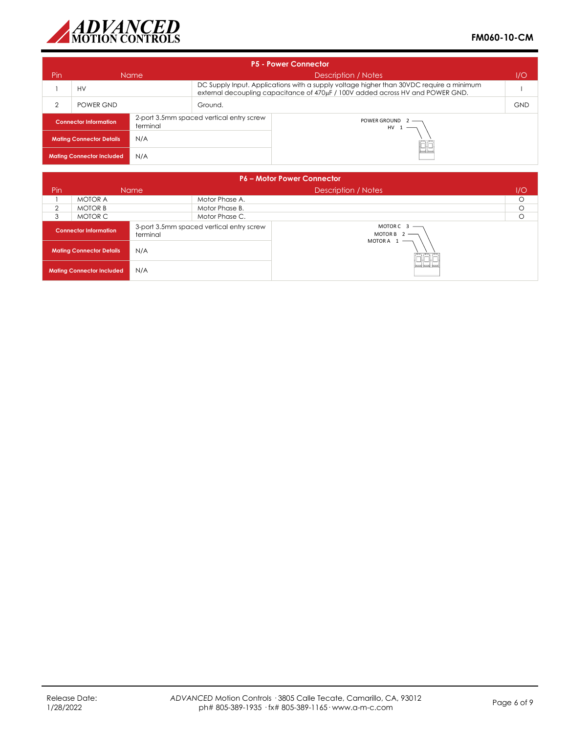## P5 - Power Connector

| Pin | Name | Description / Notes | I/O |
|---|---|---|---|
| 1 | HV | DC Supply Input. Applications with a supply voltage higher than 30VDC require a minimum external decoupling capacitance of 470µF / 100V added across HV and POWER GND. | I |
| 2 | POWER GND | Ground. | GND |

| | |
|---|---|
| **Connector Information** | 2-port 3.5mm spaced vertical entry screw terminal |
| **Mating Connector Details** | N/A |
| **Mating Connector Included** | N/A |

POWER GROUND 2
HV 1

## P6 – Motor Power Connector

| Pin | Name | Description / Notes | I/O |
|---|---|---|---|
| 1 | MOTOR A | Motor Phase A. | O |
| 2 | MOTOR B | Motor Phase B. | O |
| 3 | MOTOR C | Motor Phase C. | O |

| | |
|---|---|
| **Connector Information** | 3-port 3.5mm spaced vertical entry screw terminal |
| **Mating Connector Details** | N/A |
| **Mating Connector Included** | N/A |

MOTOR C 3
MOTOR B 2
MOTOR A 1

Release Date: 1/28/2022

*ADVANCED* Motion Controls · 3805 Calle Tecate, Camarillo, CA, 93012
ph# 805-389-1935 · fx# 805-389-1165 · www.a-m-c.com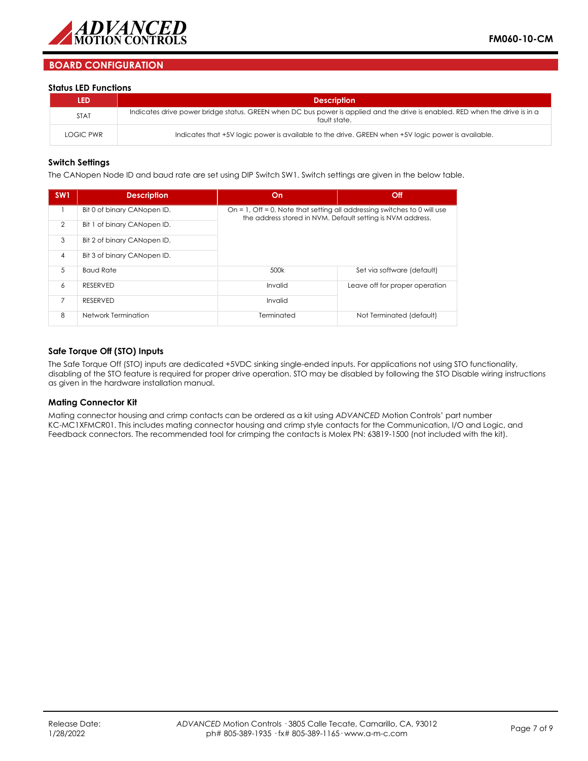## BOARD CONFIGURATION

### Status LED Functions

| LED | Description |
|---|---|
| STAT | Indicates drive power bridge status. GREEN when DC bus power is applied and the drive is enabled. RED when the drive is in a fault state. |
| LOGIC PWR | Indicates that +5V logic power is available to the drive. GREEN when +5V logic power is available. |

### Switch Settings

The CANopen Node ID and baud rate are set using DIP Switch SW1. Switch settings are given in the below table.

| SW1 | Description | On | Off |
|---|---|---|---|
| 1 | Bit 0 of binary CANopen ID. | On = 1, Off = 0. Note that setting all addressing switches to 0 will use the address stored in NVM. Default setting is NVM address. | |
| 2 | Bit 1 of binary CANopen ID. | | |
| 3 | Bit 2 of binary CANopen ID. | | |
| 4 | Bit 3 of binary CANopen ID. | | |
| 5 | Baud Rate | 500k | Set via software (default) |
| 6 | RESERVED | Invalid | Leave off for proper operation |
| 7 | RESERVED | Invalid | |
| 8 | Network Termination | Terminated | Not Terminated (default) |

### Safe Torque Off (STO) Inputs

The Safe Torque Off (STO) inputs are dedicated +5VDC sinking single-ended inputs. For applications not using STO functionality, disabling of the STO feature is required for proper drive operation. STO may be disabled by following the STO Disable wiring instructions as given in the hardware installation manual.

### Mating Connector Kit

Mating connector housing and crimp contacts can be ordered as a kit using *ADVANCED* Motion Controls' part number KC-MC1XFMCR01. This includes mating connector housing and crimp style contacts for the Communication, I/O and Logic, and Feedback connectors. The recommended tool for crimping the contacts is Molex PN: 63819-1500 (not included with the kit).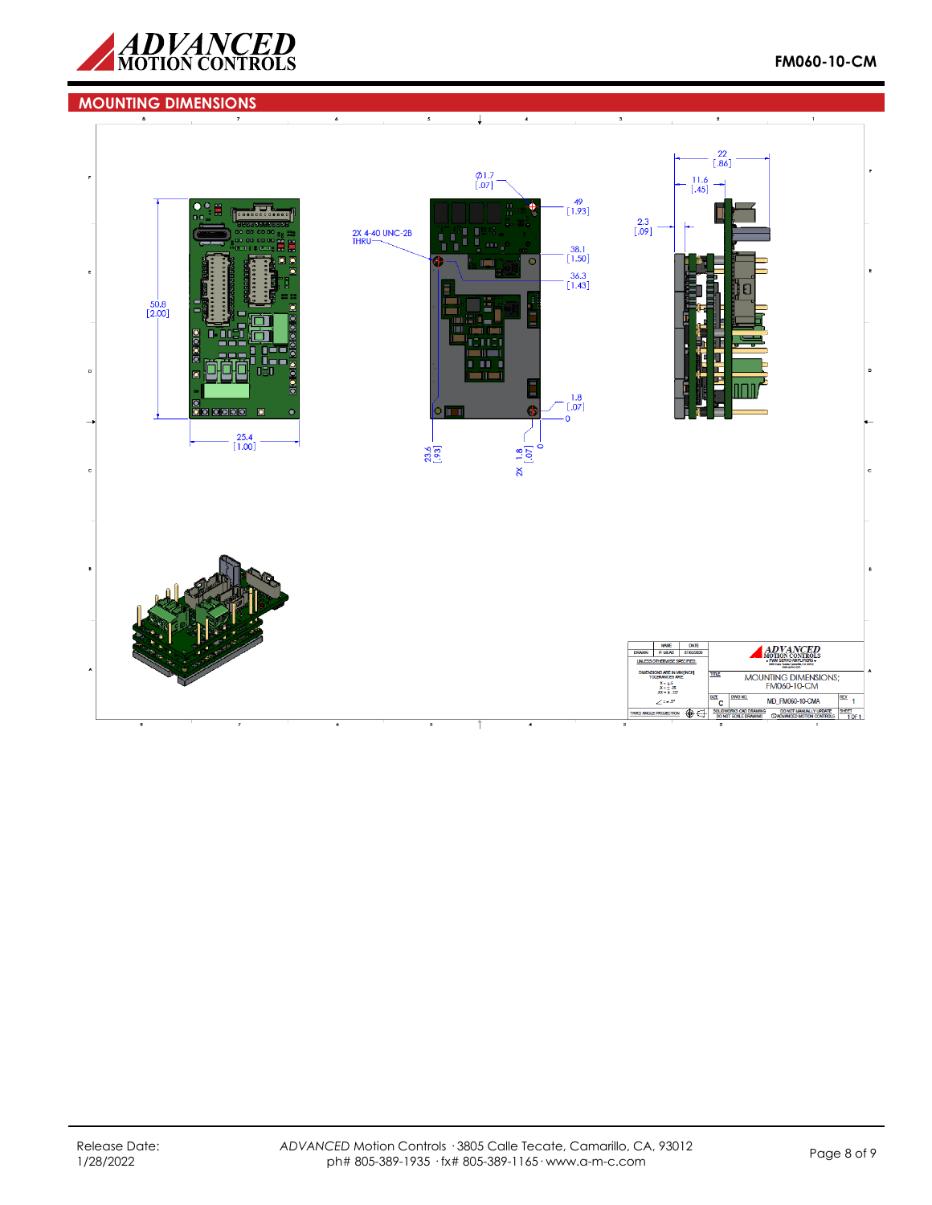## MOUNTING DIMENSIONS

50.8 [2.00]

25.4 [1.00]

Ø1.7 [.07]

2X 4-40 UNC-2B THRU

49 [1.93]

38.1 [1.50]

36.3 [1.43]

1.8 [.07]

0

23.6 [.93]

2X 1.8 [.07]

0

22 [.86]

11.6 [.45]

2.3 [.09]

| NAME | DATE |
|---|---|
| DRAWN | P. MEAD |

UNLESS OTHERWISE SPECIFIED:

DIMENSIONS ARE IN MM[INCH]

TITLE: MOUNTING DIMENSIONS; FM060-10-CM

SIZE: C

DWG NO. MD_FM060-10-CMA

REV: 1

THIRD ANGLE PROJECTION

SOLIDWORKS CAD DRAWING — DO NOT SCALE DRAWING

DO NOT MANUALLY UPDATE — ©ADVANCED MOTION CONTROLS

SHEET 1 OF 1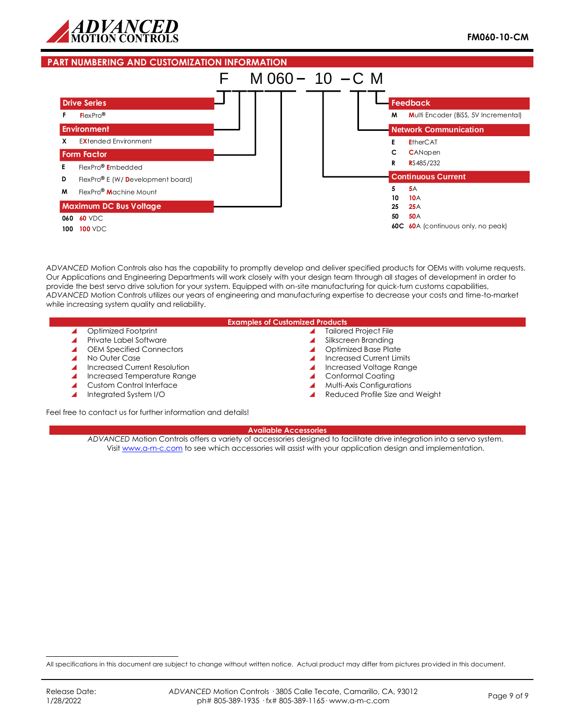## PART NUMBERING AND CUSTOMIZATION INFORMATION

F M 060 – 10 – C M

**Drive Series**

- **F** FlexPro®

**Environment**

- **X** EXtended Environment

**Form Factor**

- **E** FlexPro® Embedded
- **D** FlexPro® E (W/ Development board)
- **M** FlexPro® Machine Mount

**Maximum DC Bus Voltage**

- **060** 60 VDC
- **100** 100 VDC

**Feedback**

- **M** Multi Encoder (BiSS, 5V Incremental)

**Network Communication**

- **E** EtherCAT
- **C** CANopen
- **R** RS485/232

**Continuous Current**

- **5** 5A
- **10** 10A
- **25** 25A
- **50** 50A
- **60C** 60A (continuous only, no peak)

*ADVANCED* Motion Controls also has the capability to promptly develop and deliver specified products for OEMs with volume requests. Our Applications and Engineering Departments will work closely with your design team through all stages of development in order to provide the best servo drive solution for your system. Equipped with on-site manufacturing for quick-turn customs capabilities, *ADVANCED* Motion Controls utilizes our years of engineering and manufacturing expertise to decrease your costs and time-to-market while increasing system quality and reliability.

### Examples of Customized Products

- Optimized Footprint
- Private Label Software
- OEM Specified Connectors
- No Outer Case
- Increased Current Resolution
- Increased Temperature Range
- Custom Control Interface
- Integrated System I/O
- Tailored Project File
- Silkscreen Branding
- Optimized Base Plate
- Increased Current Limits
- Increased Voltage Range
- Conformal Coating
- Multi-Axis Configurations
- Reduced Profile Size and Weight

Feel free to contact us for further information and details!

### Available Accessories

*ADVANCED* Motion Controls offers a variety of accessories designed to facilitate drive integration into a servo system. Visit www.a-m-c.com to see which accessories will assist with your application design and implementation.

All specifications in this document are subject to change without written notice. Actual product may differ from pictures provided in this document.